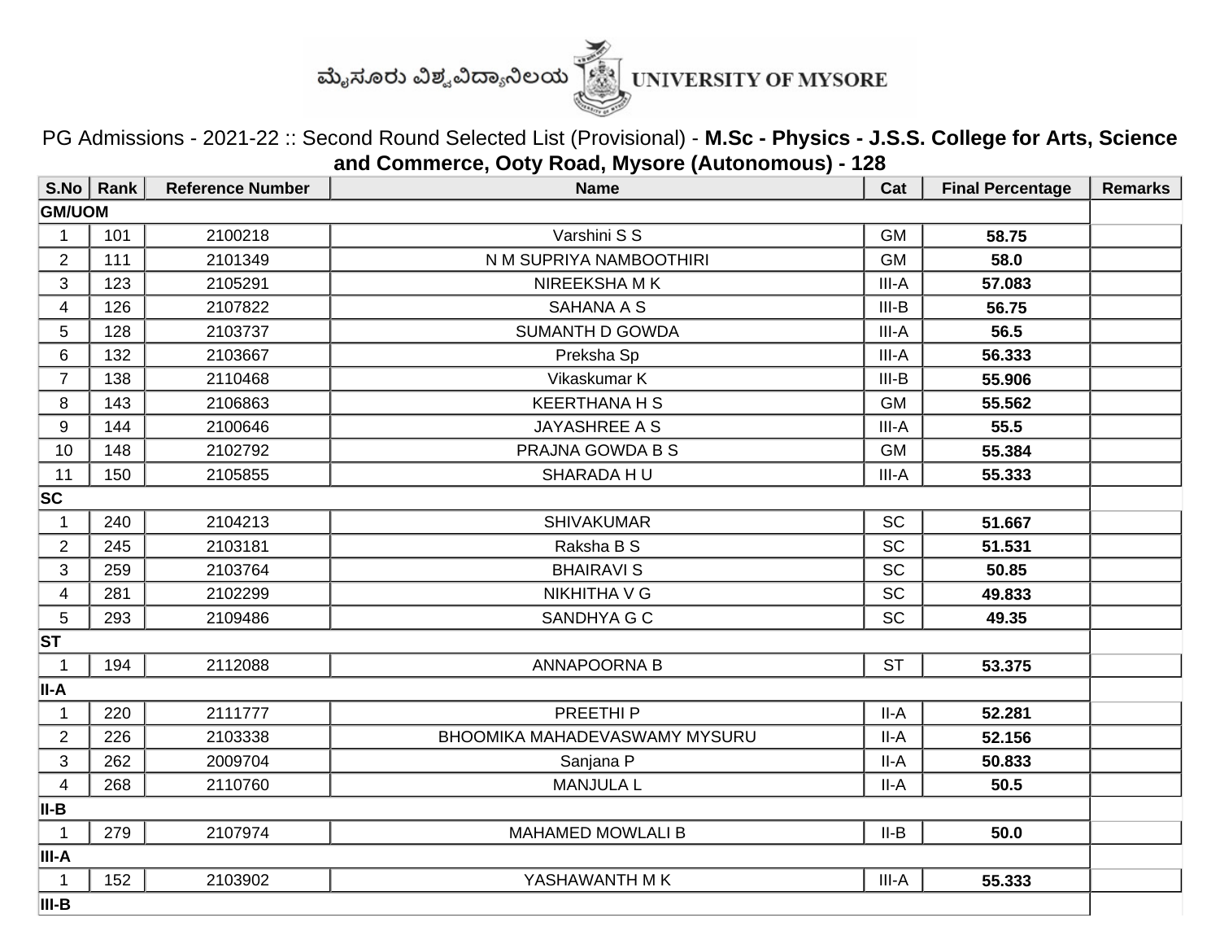ಮೈಸೂರು ವಿಶ್ವವಿದ್ಯಾನಿಲಯ UNIVERSITY OF MYSORE

PG Admissions - 2021-22 :: Second Round Selected List (Provisional) - **M.Sc - Physics - J.S.S. College for Arts, Science and Commerce, Ooty Road, Mysore (Autonomous) - 128**

| S.No | Rank | Reference Number | Name | Cat | Final Percentage | Remarks |
|---|---|---|---|---|---|---|
| **GM/UOM** | | | | | | |
| 1 | 101 | 2100218 | Varshini S S | GM | **58.75** | |
| 2 | 111 | 2101349 | N M SUPRIYA NAMBOOTHIRI | GM | **58.0** | |
| 3 | 123 | 2105291 | NIREEKSHA M K | III-A | **57.083** | |
| 4 | 126 | 2107822 | SAHANA A S | III-B | **56.75** | |
| 5 | 128 | 2103737 | SUMANTH D GOWDA | III-A | **56.5** | |
| 6 | 132 | 2103667 | Preksha Sp | III-A | **56.333** | |
| 7 | 138 | 2110468 | Vikaskumar K | III-B | **55.906** | |
| 8 | 143 | 2106863 | KEERTHANA H S | GM | **55.562** | |
| 9 | 144 | 2100646 | JAYASHREE A S | III-A | **55.5** | |
| 10 | 148 | 2102792 | PRAJNA GOWDA B S | GM | **55.384** | |
| 11 | 150 | 2105855 | SHARADA H U | III-A | **55.333** | |
| **SC** | | | | | | |
| 1 | 240 | 2104213 | SHIVAKUMAR | SC | **51.667** | |
| 2 | 245 | 2103181 | Raksha B S | SC | **51.531** | |
| 3 | 259 | 2103764 | BHAIRAVI S | SC | **50.85** | |
| 4 | 281 | 2102299 | NIKHITHA V G | SC | **49.833** | |
| 5 | 293 | 2109486 | SANDHYA G C | SC | **49.35** | |
| **ST** | | | | | | |
| 1 | 194 | 2112088 | ANNAPOORNA B | ST | **53.375** | |
| **II-A** | | | | | | |
| 1 | 220 | 2111777 | PREETHI P | II-A | **52.281** | |
| 2 | 226 | 2103338 | BHOOMIKA MAHADEVASWAMY MYSURU | II-A | **52.156** | |
| 3 | 262 | 2009704 | Sanjana P | II-A | **50.833** | |
| 4 | 268 | 2110760 | MANJULA L | II-A | **50.5** | |
| **II-B** | | | | | | |
| 1 | 279 | 2107974 | MAHAMED MOWLALI B | II-B | **50.0** | |
| **III-A** | | | | | | |
| 1 | 152 | 2103902 | YASHAWANTH M K | III-A | **55.333** | |
| **III-B** | | | | | | |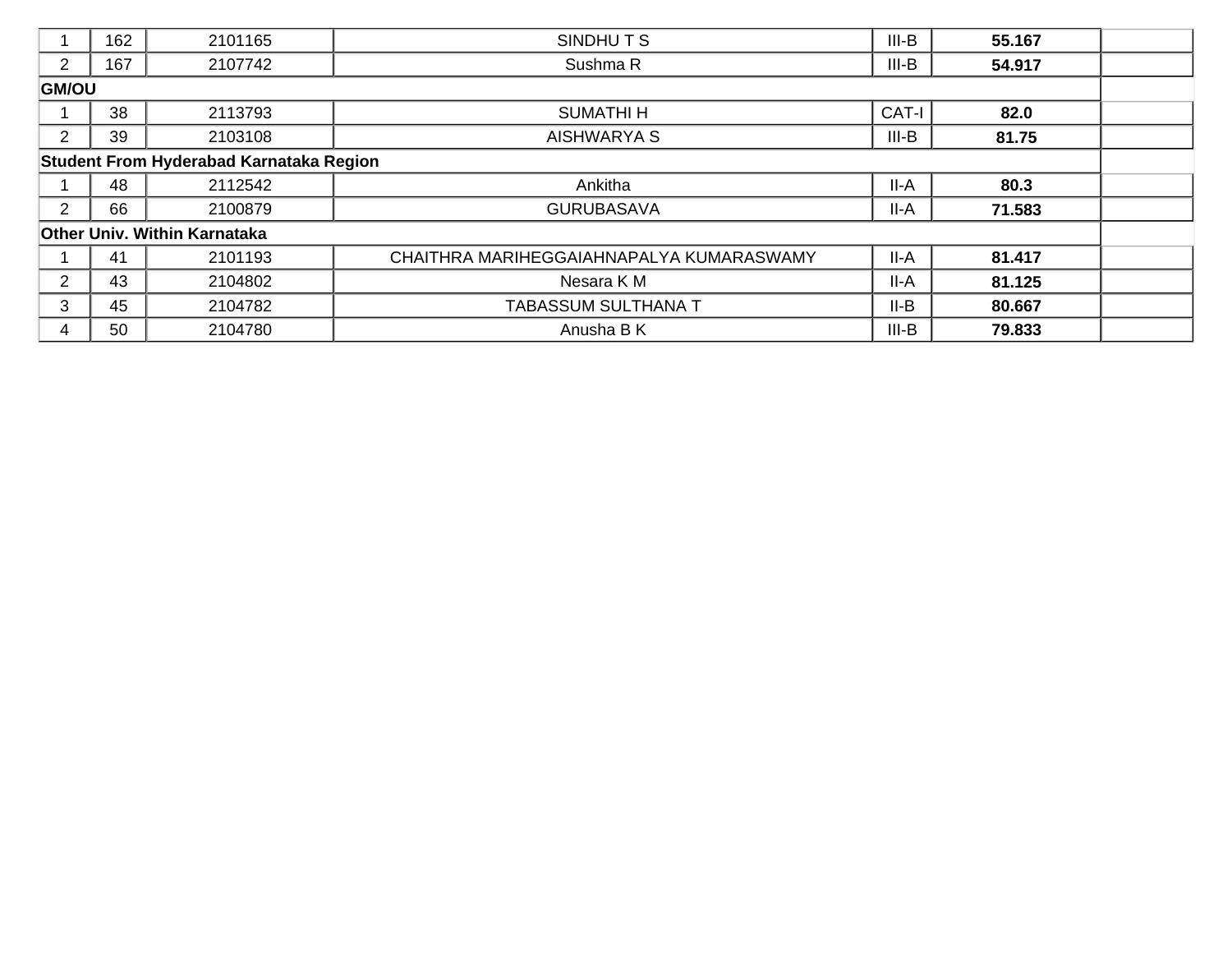| | | | | | | |
|---|---|---|---|---|---|---|
| 1 | 162 | 2101165 | SINDHU T S | III-B | **55.167** | |
| 2 | 167 | 2107742 | Sushma R | III-B | **54.917** | |
| **GM/OU** | | | | | | |
| 1 | 38 | 2113793 | SUMATHI H | CAT-I | **82.0** | |
| 2 | 39 | 2103108 | AISHWARYA S | III-B | **81.75** | |
| **Student From Hyderabad Karnataka Region** | | | | | | |
| 1 | 48 | 2112542 | Ankitha | II-A | **80.3** | |
| 2 | 66 | 2100879 | GURUBASAVA | II-A | **71.583** | |
| **Other Univ. Within Karnataka** | | | | | | |
| 1 | 41 | 2101193 | CHAITHRA MARIHEGGAIAHNAPALYA KUMARASWAMY | II-A | **81.417** | |
| 2 | 43 | 2104802 | Nesara K M | II-A | **81.125** | |
| 3 | 45 | 2104782 | TABASSUM SULTHANA T | II-B | **80.667** | |
| 4 | 50 | 2104780 | Anusha B K | III-B | **79.833** | |